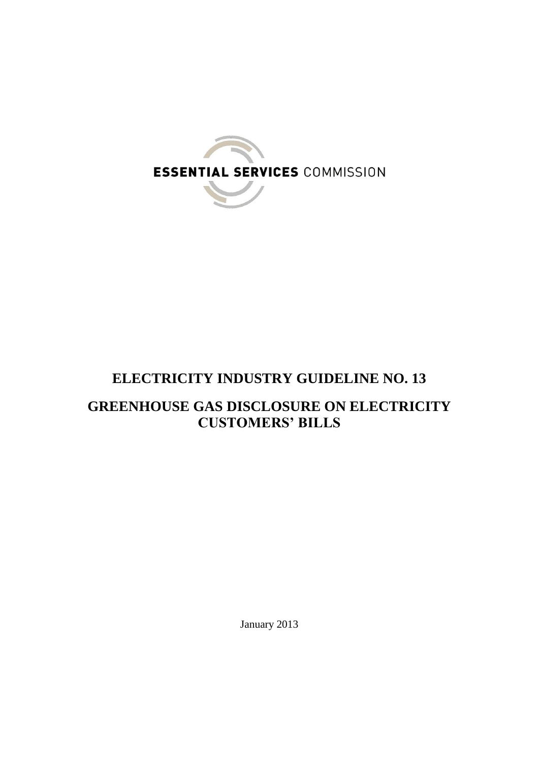ESSENTIAL SERVICES COMMISSION

# ELECTRICITY INDUSTRY GUIDELINE NO. 13

# GREENHOUSE GAS DISCLOSURE ON ELECTRICITY CUSTOMERS' BILLS

January 2013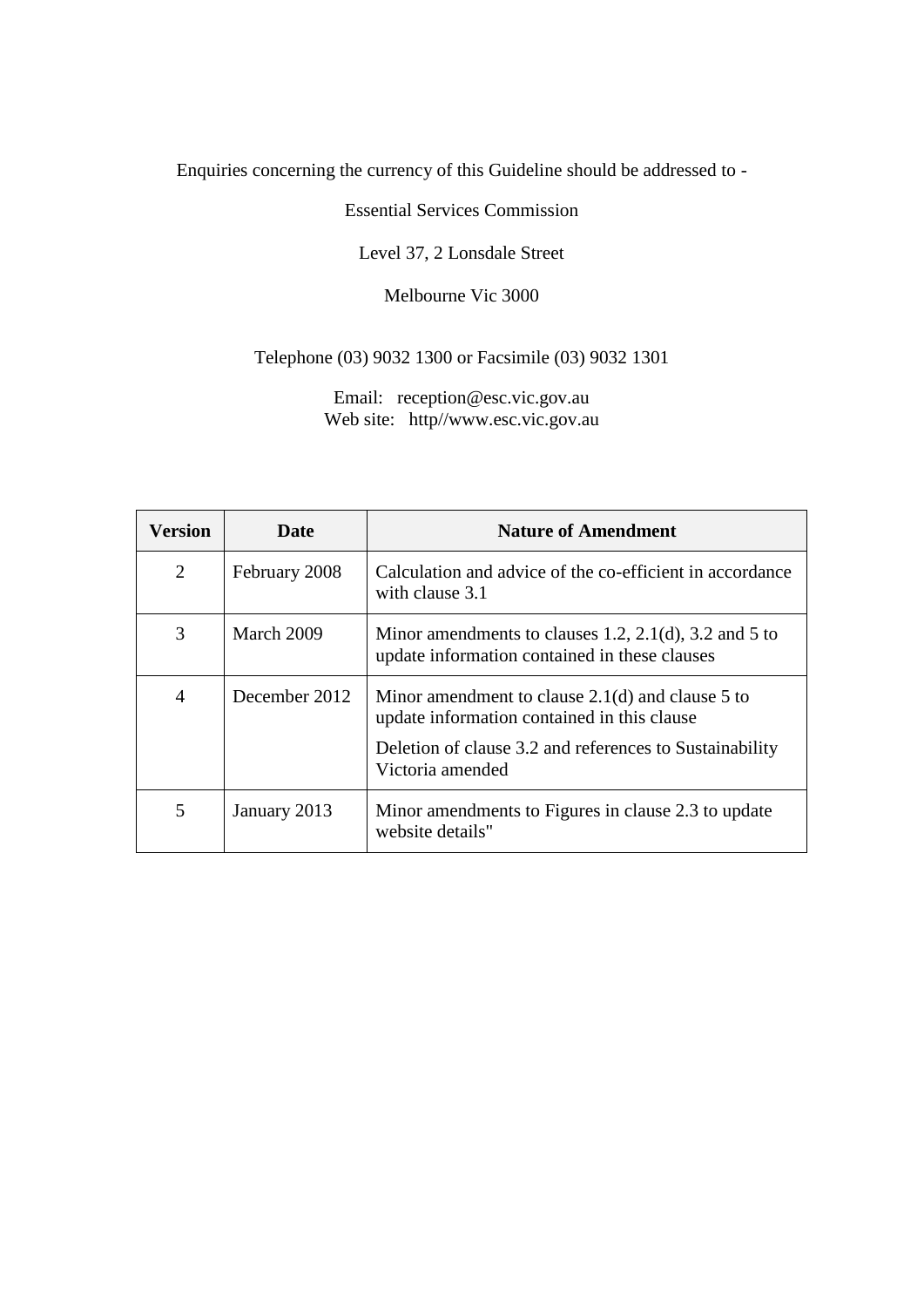Enquiries concerning the currency of this Guideline should be addressed to -

Essential Services Commission

Level 37, 2 Lonsdale Street

Melbourne Vic 3000

Telephone (03) 9032 1300 or Facsimile (03) 9032 1301

Email: reception@esc.vic.gov.au
Web site: http//www.esc.vic.gov.au

| Version | Date | Nature of Amendment |
|---|---|---|
| 2 | February 2008 | Calculation and advice of the co-efficient in accordance with clause 3.1 |
| 3 | March 2009 | Minor amendments to clauses 1.2, 2.1(d), 3.2 and 5 to update information contained in these clauses |
| 4 | December 2012 | Minor amendment to clause 2.1(d) and clause 5 to update information contained in this clause<br>Deletion of clause 3.2 and references to Sustainability Victoria amended |
| 5 | January 2013 | Minor amendments to Figures in clause 2.3 to update website details" |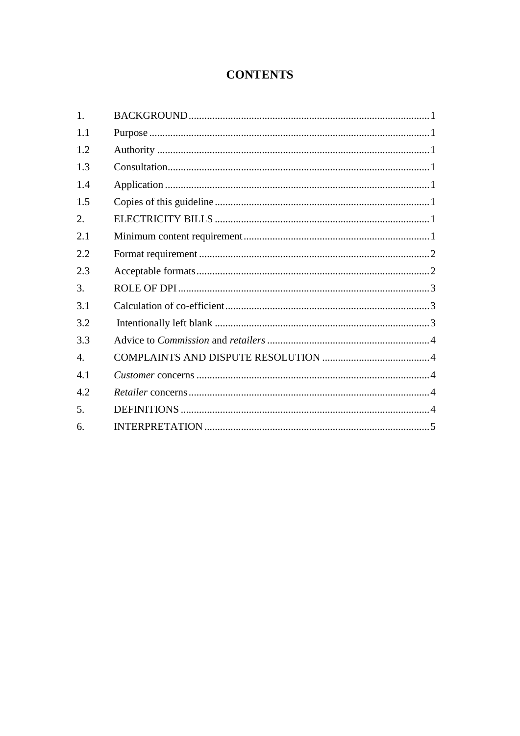# CONTENTS

| | | |
|---|---|---|
| 1. | BACKGROUND | 1 |
| 1.1 | Purpose | 1 |
| 1.2 | Authority | 1 |
| 1.3 | Consultation | 1 |
| 1.4 | Application | 1 |
| 1.5 | Copies of this guideline | 1 |
| 2. | ELECTRICITY BILLS | 1 |
| 2.1 | Minimum content requirement | 1 |
| 2.2 | Format requirement | 2 |
| 2.3 | Acceptable formats | 2 |
| 3. | ROLE OF DPI | 3 |
| 3.1 | Calculation of co-efficient | 3 |
| 3.2 | Intentionally left blank | 3 |
| 3.3 | Advice to *Commission* and *retailers* | 4 |
| 4. | COMPLAINTS AND DISPUTE RESOLUTION | 4 |
| 4.1 | *Customer* concerns | 4 |
| 4.2 | *Retailer* concerns | 4 |
| 5. | DEFINITIONS | 4 |
| 6. | INTERPRETATION | 5 |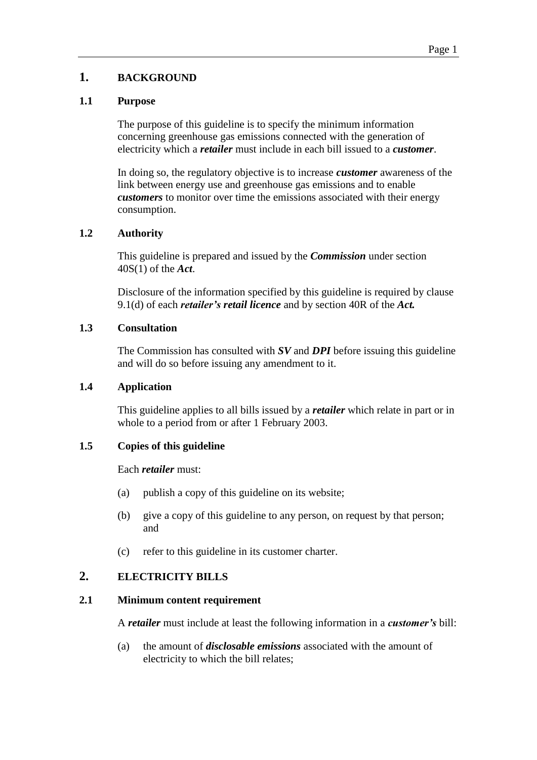# 1. BACKGROUND

## 1.1 Purpose

The purpose of this guideline is to specify the minimum information concerning greenhouse gas emissions connected with the generation of electricity which a ***retailer*** must include in each bill issued to a ***customer***.

In doing so, the regulatory objective is to increase ***customer*** awareness of the link between energy use and greenhouse gas emissions and to enable ***customers*** to monitor over time the emissions associated with their energy consumption.

## 1.2 Authority

This guideline is prepared and issued by the ***Commission*** under section 40S(1) of the ***Act***.

Disclosure of the information specified by this guideline is required by clause 9.1(d) of each ***retailer's retail licence*** and by section 40R of the ***Act.***

## 1.3 Consultation

The Commission has consulted with ***SV*** and ***DPI*** before issuing this guideline and will do so before issuing any amendment to it.

## 1.4 Application

This guideline applies to all bills issued by a ***retailer*** which relate in part or in whole to a period from or after 1 February 2003.

## 1.5 Copies of this guideline

Each ***retailer*** must:

(a) publish a copy of this guideline on its website;

(b) give a copy of this guideline to any person, on request by that person; and

(c) refer to this guideline in its customer charter.

# 2. ELECTRICITY BILLS

## 2.1 Minimum content requirement

A ***retailer*** must include at least the following information in a ***customer's*** bill:

(a) the amount of ***disclosable emissions*** associated with the amount of electricity to which the bill relates;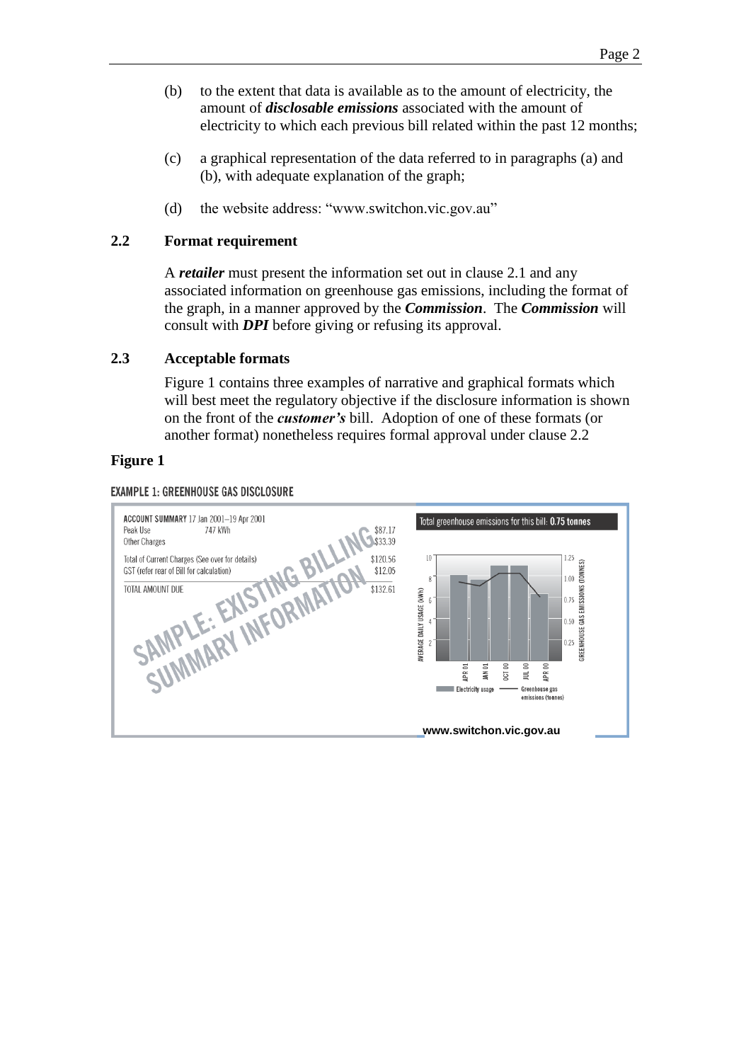(b) to the extent that data is available as to the amount of electricity, the amount of ***disclosable emissions*** associated with the amount of electricity to which each previous bill related within the past 12 months;

(c) a graphical representation of the data referred to in paragraphs (a) and (b), with adequate explanation of the graph;

(d) the website address: "www.switchon.vic.gov.au"

## 2.2 Format requirement

A ***retailer*** must present the information set out in clause 2.1 and any associated information on greenhouse gas emissions, including the format of the graph, in a manner approved by the ***Commission***. The ***Commission*** will consult with ***DPI*** before giving or refusing its approval.

## 2.3 Acceptable formats

Figure 1 contains three examples of narrative and graphical formats which will best meet the regulatory objective if the disclosure information is shown on the front of the ***customer's*** bill. Adoption of one of these formats (or another format) nonetheless requires formal approval under clause 2.2

**Figure 1**

EXAMPLE 1: GREENHOUSE GAS DISCLOSURE

ACCOUNT SUMMARY 17 Jan 2001–19 Apr 2001

| | | |
|---|---|---|
| Peak Use | 747 kWh | $87.17 |
| Other Charges | | $33.39 |
| Total of Current Charges (See over for details) | | $120.56 |
| GST (refer rear of Bill for calculation) | | $12.05 |
| TOTAL AMOUNT DUE | | $132.61 |

SAMPLE: EXISTING BILLING SUMMARY INFORMATION

Total greenhouse emissions for this bill: **0.75 tonnes**

AVERAGE DAILY USAGE (kWh) — GREENHOUSE GAS EMISSIONS (TONNES)

APR 01, JAN 01, OCT 00, JUL 00, APR 00

Electricity usage — Greenhouse gas emissions (tonnes)

www.switchon.vic.gov.au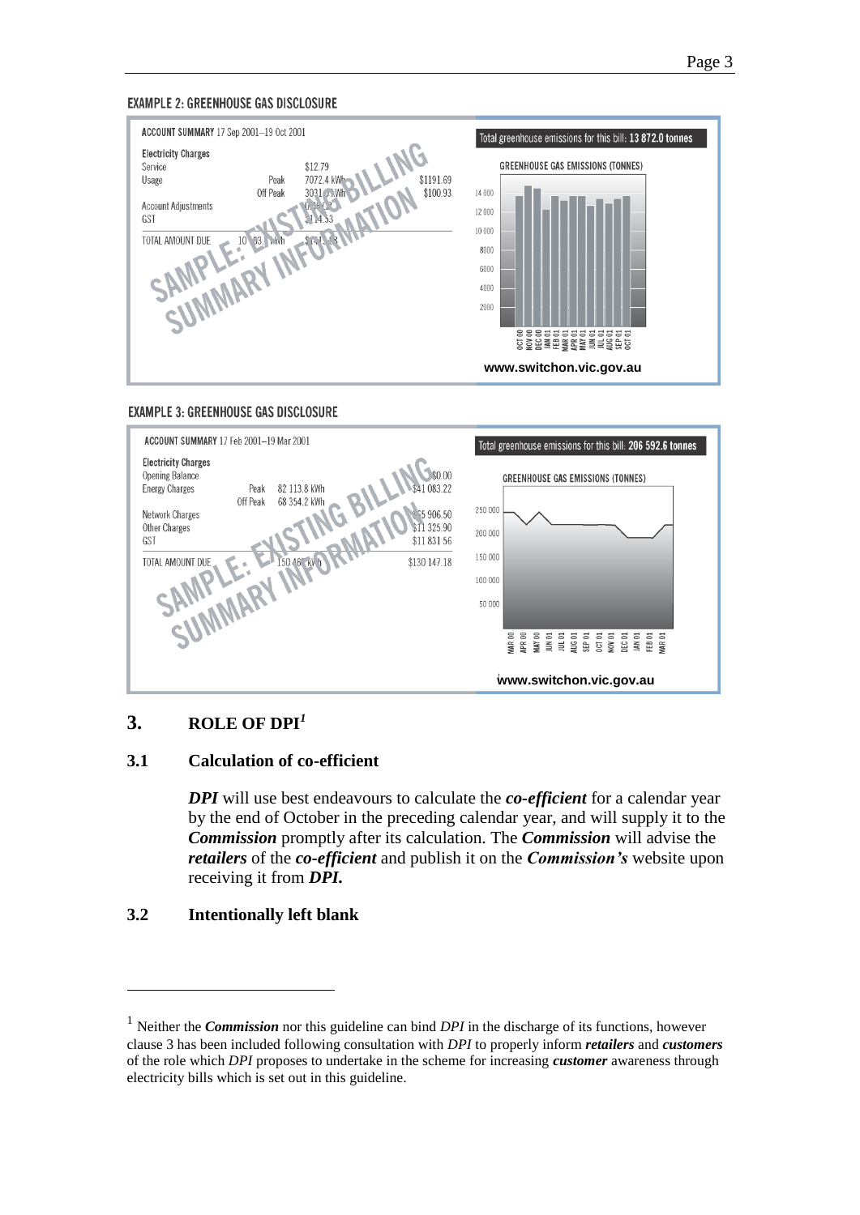**EXAMPLE 2: GREENHOUSE GAS DISCLOSURE**

ACCOUNT SUMMARY 17 Sep 2001–19 Oct 2001

| Electricity Charges | | | |
|---|---|---|---|
| Service | | $12.79 | |
| Usage | Peak | 7072.4 kWh | $1191.69 |
| | Off Peak | 3031.0 kWh | $100.93 |
| Account Adjustments | | | |
| GST | | $114.53 | |
| TOTAL AMOUNT DUE | | 10 53 kWh | $1... |

SAMPLE: EXISTING BILLING SUMMARY INFORMATION

Total greenhouse emissions for this bill: **13 872.0 tonnes**

GREENHOUSE GAS EMISSIONS (TONNES)

www.switchon.vic.gov.au

**EXAMPLE 3: GREENHOUSE GAS DISCLOSURE**

ACCOUNT SUMMARY 17 Feb 2001–19 Mar 2001

| Electricity Charges | | | |
|---|---|---|---|
| Opening Balance | | | $0.00 |
| Energy Charges | Peak | 82 113.8 kWh | $41 083.22 |
| | Off Peak | 68 354.2 kWh | |
| Network Charges | | | $65 906.50 |
| Other Charges | | | $11 325.90 |
| GST | | | $11 831.56 |
| TOTAL AMOUNT DUE | | 150 468 kWh | $130 147.18 |

SAMPLE: EXISTING BILLING SUMMARY INFORMATION

Total greenhouse emissions for this bill: **206 592.6 tonnes**

GREENHOUSE GAS EMISSIONS (TONNES)

www.switchon.vic.gov.au

## 3. ROLE OF DPI[1]

### 3.1 Calculation of co-efficient

***DPI*** will use best endeavours to calculate the ***co-efficient*** for a calendar year by the end of October in the preceding calendar year, and will supply it to the ***Commission*** promptly after its calculation. The ***Commission*** will advise the ***retailers*** of the ***co-efficient*** and publish it on the ***Commission's*** website upon receiving it from ***DPI.***

### 3.2 Intentionally left blank

---

[1] Neither the ***Commission*** nor this guideline can bind *DPI* in the discharge of its functions, however clause 3 has been included following consultation with *DPI* to properly inform ***retailers*** and ***customers*** of the role which *DPI* proposes to undertake in the scheme for increasing ***customer*** awareness through electricity bills which is set out in this guideline.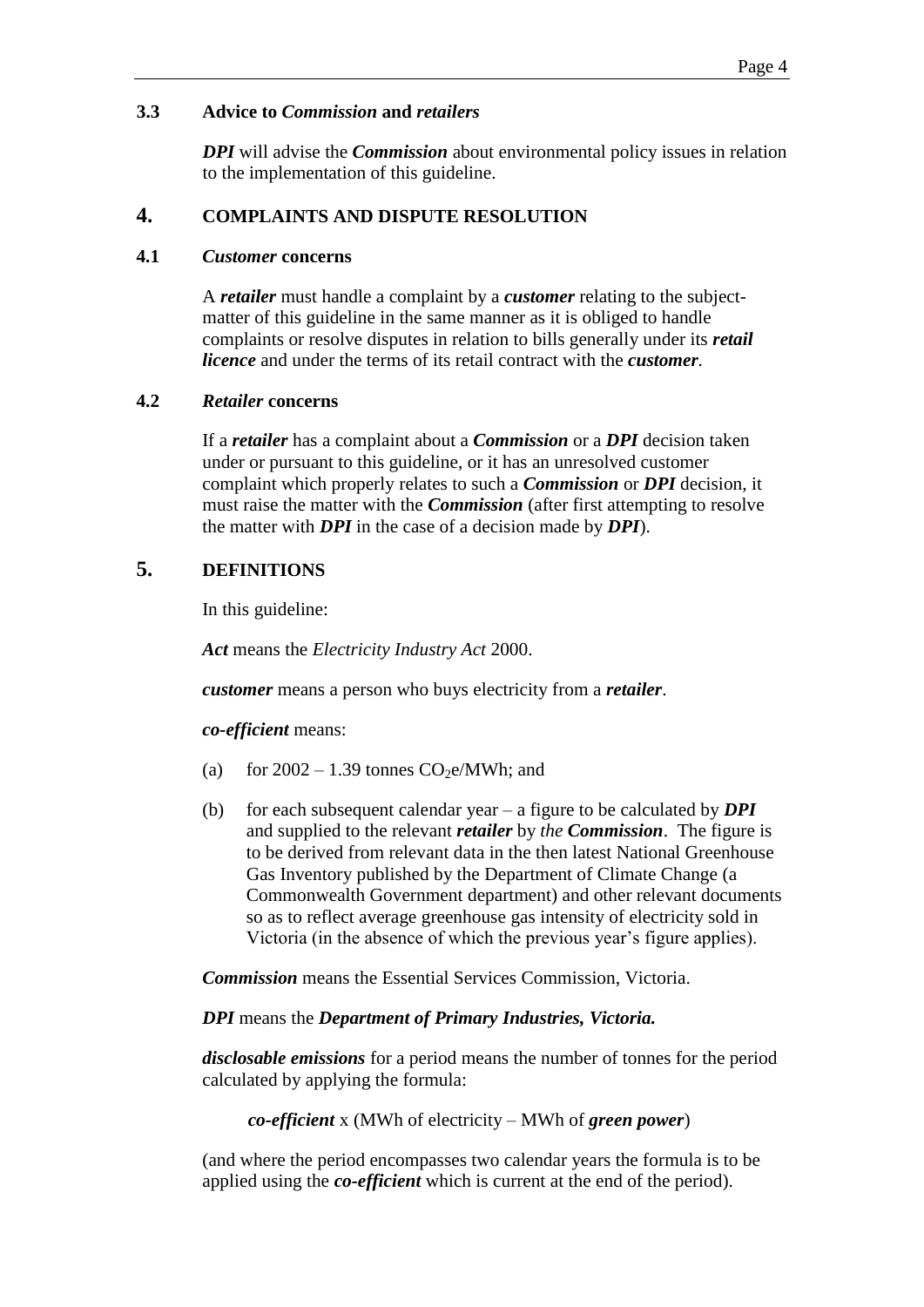### 3.3 Advice to *Commission* and *retailers*

***DPI*** will advise the ***Commission*** about environmental policy issues in relation to the implementation of this guideline.

## 4. COMPLAINTS AND DISPUTE RESOLUTION

### 4.1 *Customer* concerns

A ***retailer*** must handle a complaint by a ***customer*** relating to the subject-matter of this guideline in the same manner as it is obliged to handle complaints or resolve disputes in relation to bills generally under its ***retail licence*** and under the terms of its retail contract with the ***customer***.

### 4.2 *Retailer* concerns

If a ***retailer*** has a complaint about a ***Commission*** or a ***DPI*** decision taken under or pursuant to this guideline, or it has an unresolved customer complaint which properly relates to such a ***Commission*** or ***DPI*** decision, it must raise the matter with the ***Commission*** (after first attempting to resolve the matter with ***DPI*** in the case of a decision made by ***DPI***).

## 5. DEFINITIONS

In this guideline:

***Act*** means the *Electricity Industry Act* 2000.

***customer*** means a person who buys electricity from a ***retailer***.

***co-efficient*** means:

(a) for 2002 – 1.39 tonnes $CO_2e$/MWh; and

(b) for each subsequent calendar year – a figure to be calculated by ***DPI*** and supplied to the relevant ***retailer*** by *the* ***Commission***. The figure is to be derived from relevant data in the then latest National Greenhouse Gas Inventory published by the Department of Climate Change (a Commonwealth Government department) and other relevant documents so as to reflect average greenhouse gas intensity of electricity sold in Victoria (in the absence of which the previous year's figure applies).

***Commission*** means the Essential Services Commission, Victoria.

***DPI*** means the ***Department of Primary Industries, Victoria.***

***disclosable emissions*** for a period means the number of tonnes for the period calculated by applying the formula:

***co-efficient*** x (MWh of electricity – MWh of ***green power***)

(and where the period encompasses two calendar years the formula is to be applied using the ***co-efficient*** which is current at the end of the period).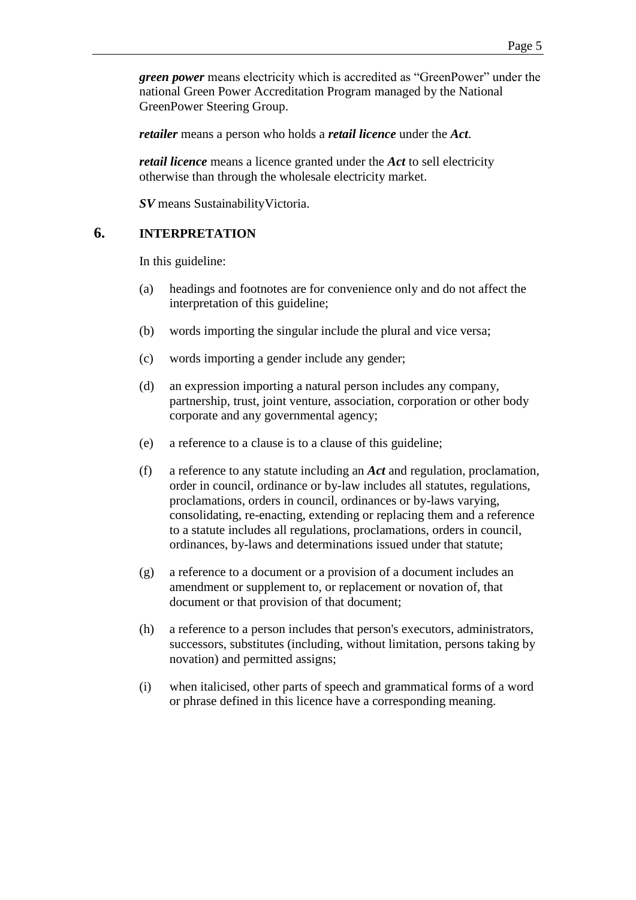***green power*** means electricity which is accredited as "GreenPower" under the national Green Power Accreditation Program managed by the National GreenPower Steering Group.

***retailer*** means a person who holds a ***retail licence*** under the ***Act***.

***retail licence*** means a licence granted under the ***Act*** to sell electricity otherwise than through the wholesale electricity market.

***SV*** means SustainabilityVictoria.

## 6. INTERPRETATION

In this guideline:

(a) headings and footnotes are for convenience only and do not affect the interpretation of this guideline;

(b) words importing the singular include the plural and vice versa;

(c) words importing a gender include any gender;

(d) an expression importing a natural person includes any company, partnership, trust, joint venture, association, corporation or other body corporate and any governmental agency;

(e) a reference to a clause is to a clause of this guideline;

(f) a reference to any statute including an ***Act*** and regulation, proclamation, order in council, ordinance or by-law includes all statutes, regulations, proclamations, orders in council, ordinances or by-laws varying, consolidating, re-enacting, extending or replacing them and a reference to a statute includes all regulations, proclamations, orders in council, ordinances, by-laws and determinations issued under that statute;

(g) a reference to a document or a provision of a document includes an amendment or supplement to, or replacement or novation of, that document or that provision of that document;

(h) a reference to a person includes that person's executors, administrators, successors, substitutes (including, without limitation, persons taking by novation) and permitted assigns;

(i) when italicised, other parts of speech and grammatical forms of a word or phrase defined in this licence have a corresponding meaning.